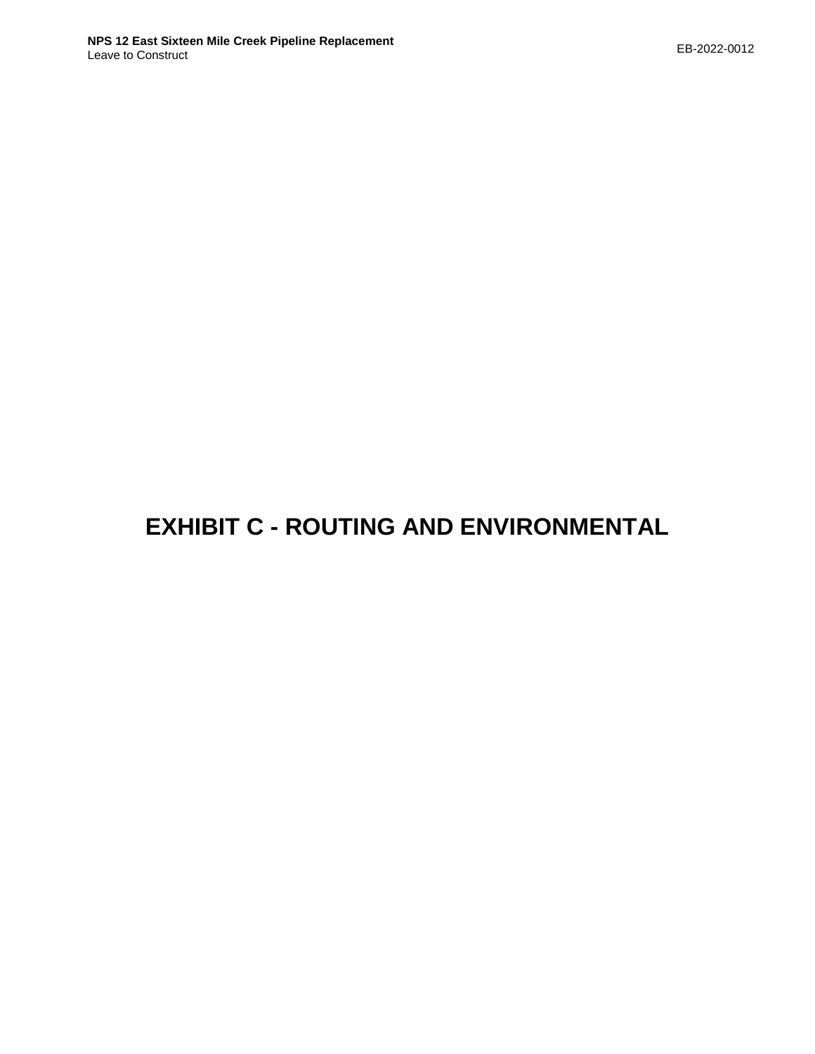# EXHIBIT C - ROUTING AND ENVIRONMENTAL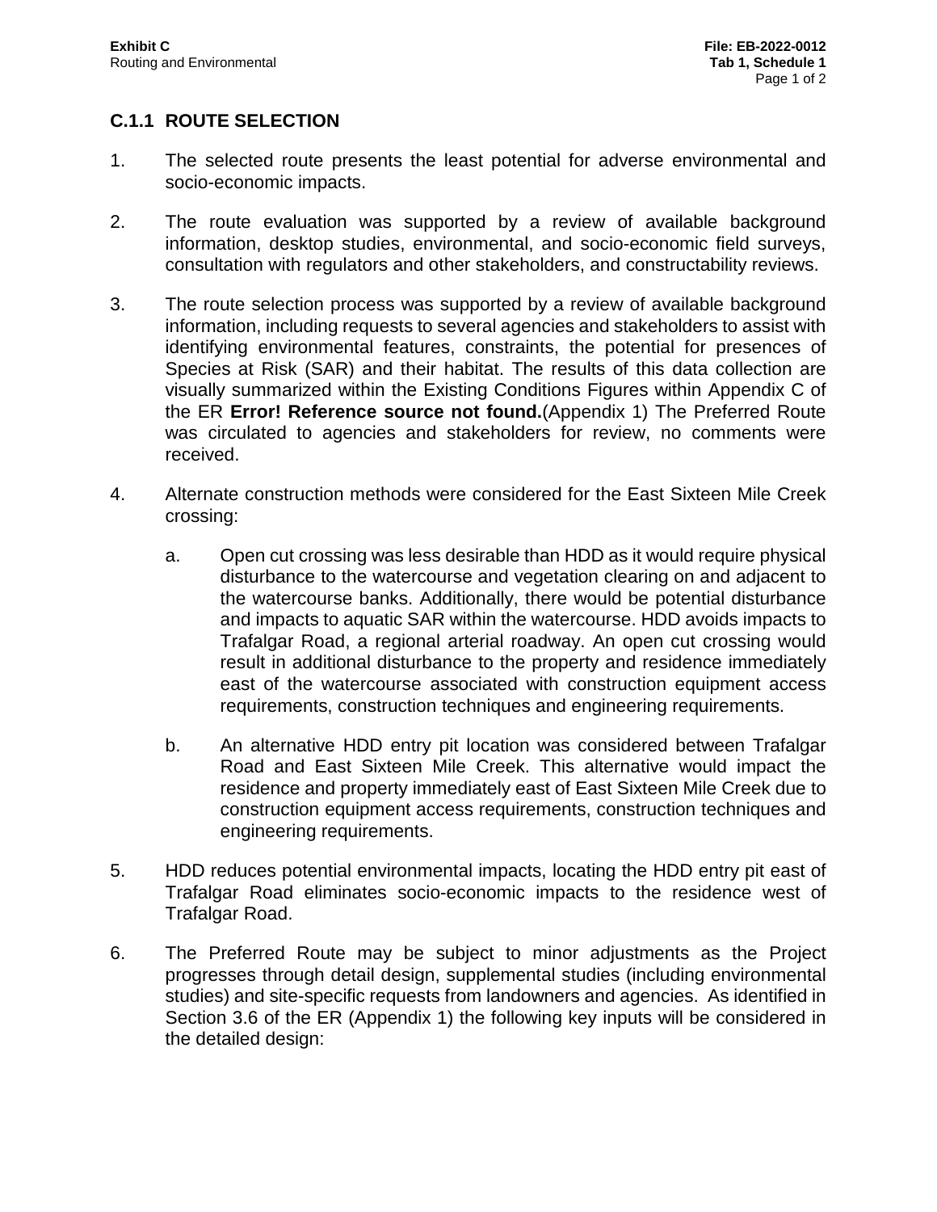## C.1.1 ROUTE SELECTION

1. The selected route presents the least potential for adverse environmental and socio-economic impacts.

2. The route evaluation was supported by a review of available background information, desktop studies, environmental, and socio-economic field surveys, consultation with regulators and other stakeholders, and constructability reviews.

3. The route selection process was supported by a review of available background information, including requests to several agencies and stakeholders to assist with identifying environmental features, constraints, the potential for presences of Species at Risk (SAR) and their habitat. The results of this data collection are visually summarized within the Existing Conditions Figures within Appendix C of the ER **Error! Reference source not found.**(Appendix 1) The Preferred Route was circulated to agencies and stakeholders for review, no comments were received.

4. Alternate construction methods were considered for the East Sixteen Mile Creek crossing:

   a. Open cut crossing was less desirable than HDD as it would require physical disturbance to the watercourse and vegetation clearing on and adjacent to the watercourse banks. Additionally, there would be potential disturbance and impacts to aquatic SAR within the watercourse. HDD avoids impacts to Trafalgar Road, a regional arterial roadway. An open cut crossing would result in additional disturbance to the property and residence immediately east of the watercourse associated with construction equipment access requirements, construction techniques and engineering requirements.

   b. An alternative HDD entry pit location was considered between Trafalgar Road and East Sixteen Mile Creek. This alternative would impact the residence and property immediately east of East Sixteen Mile Creek due to construction equipment access requirements, construction techniques and engineering requirements.

5. HDD reduces potential environmental impacts, locating the HDD entry pit east of Trafalgar Road eliminates socio-economic impacts to the residence west of Trafalgar Road.

6. The Preferred Route may be subject to minor adjustments as the Project progresses through detail design, supplemental studies (including environmental studies) and site-specific requests from landowners and agencies. As identified in Section 3.6 of the ER (Appendix 1) the following key inputs will be considered in the detailed design: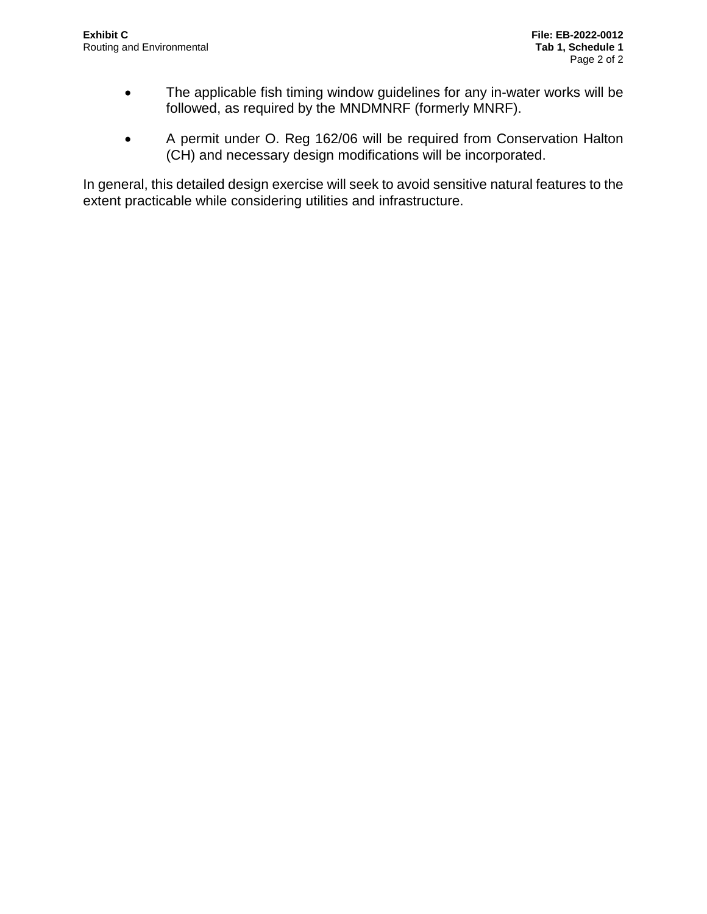- The applicable fish timing window guidelines for any in-water works will be followed, as required by the MNDMNRF (formerly MNRF).
- A permit under O. Reg 162/06 will be required from Conservation Halton (CH) and necessary design modifications will be incorporated.

In general, this detailed design exercise will seek to avoid sensitive natural features to the extent practicable while considering utilities and infrastructure.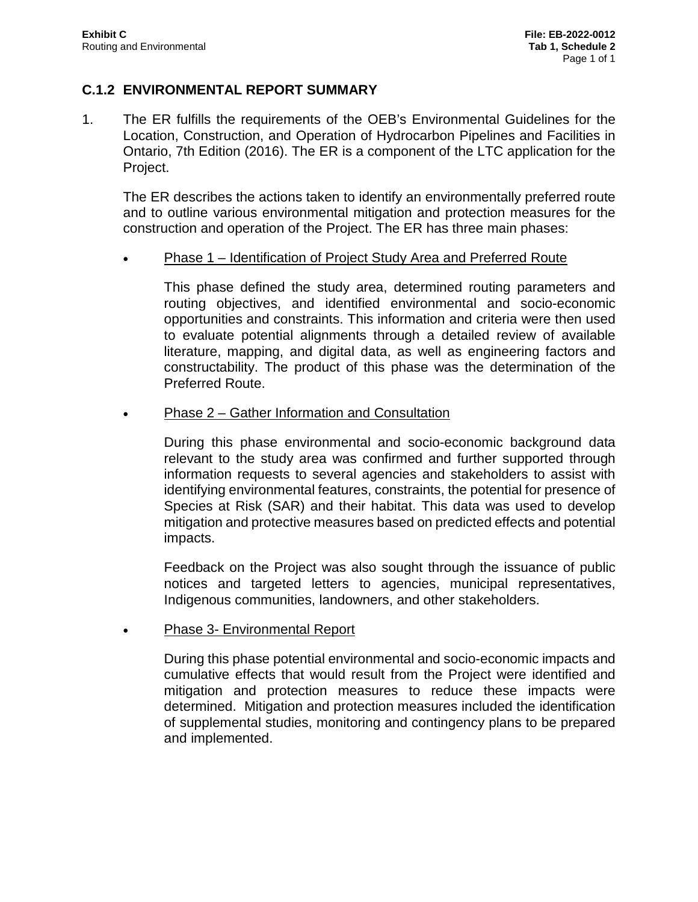## C.1.2 ENVIRONMENTAL REPORT SUMMARY

1. The ER fulfills the requirements of the OEB's Environmental Guidelines for the Location, Construction, and Operation of Hydrocarbon Pipelines and Facilities in Ontario, 7th Edition (2016). The ER is a component of the LTC application for the Project.

   The ER describes the actions taken to identify an environmentally preferred route and to outline various environmental mitigation and protection measures for the construction and operation of the Project. The ER has three main phases:

   - Phase 1 – Identification of Project Study Area and Preferred Route

     This phase defined the study area, determined routing parameters and routing objectives, and identified environmental and socio-economic opportunities and constraints. This information and criteria were then used to evaluate potential alignments through a detailed review of available literature, mapping, and digital data, as well as engineering factors and constructability. The product of this phase was the determination of the Preferred Route.

   - Phase 2 – Gather Information and Consultation

     During this phase environmental and socio-economic background data relevant to the study area was confirmed and further supported through information requests to several agencies and stakeholders to assist with identifying environmental features, constraints, the potential for presence of Species at Risk (SAR) and their habitat. This data was used to develop mitigation and protective measures based on predicted effects and potential impacts.

     Feedback on the Project was also sought through the issuance of public notices and targeted letters to agencies, municipal representatives, Indigenous communities, landowners, and other stakeholders.

   - Phase 3- Environmental Report

     During this phase potential environmental and socio-economic impacts and cumulative effects that would result from the Project were identified and mitigation and protection measures to reduce these impacts were determined. Mitigation and protection measures included the identification of supplemental studies, monitoring and contingency plans to be prepared and implemented.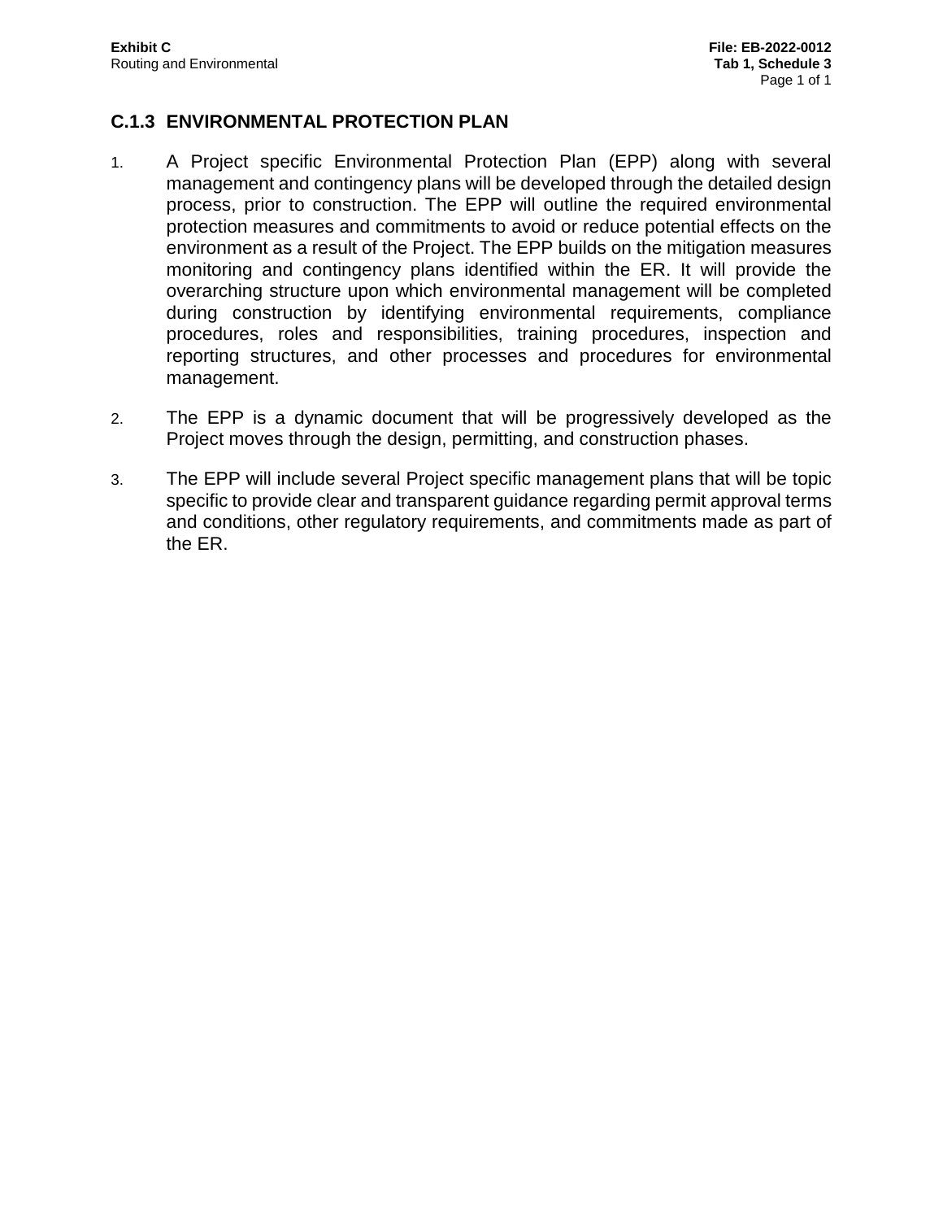## C.1.3 ENVIRONMENTAL PROTECTION PLAN

1. A Project specific Environmental Protection Plan (EPP) along with several management and contingency plans will be developed through the detailed design process, prior to construction. The EPP will outline the required environmental protection measures and commitments to avoid or reduce potential effects on the environment as a result of the Project. The EPP builds on the mitigation measures monitoring and contingency plans identified within the ER. It will provide the overarching structure upon which environmental management will be completed during construction by identifying environmental requirements, compliance procedures, roles and responsibilities, training procedures, inspection and reporting structures, and other processes and procedures for environmental management.

2. The EPP is a dynamic document that will be progressively developed as the Project moves through the design, permitting, and construction phases.

3. The EPP will include several Project specific management plans that will be topic specific to provide clear and transparent guidance regarding permit approval terms and conditions, other regulatory requirements, and commitments made as part of the ER.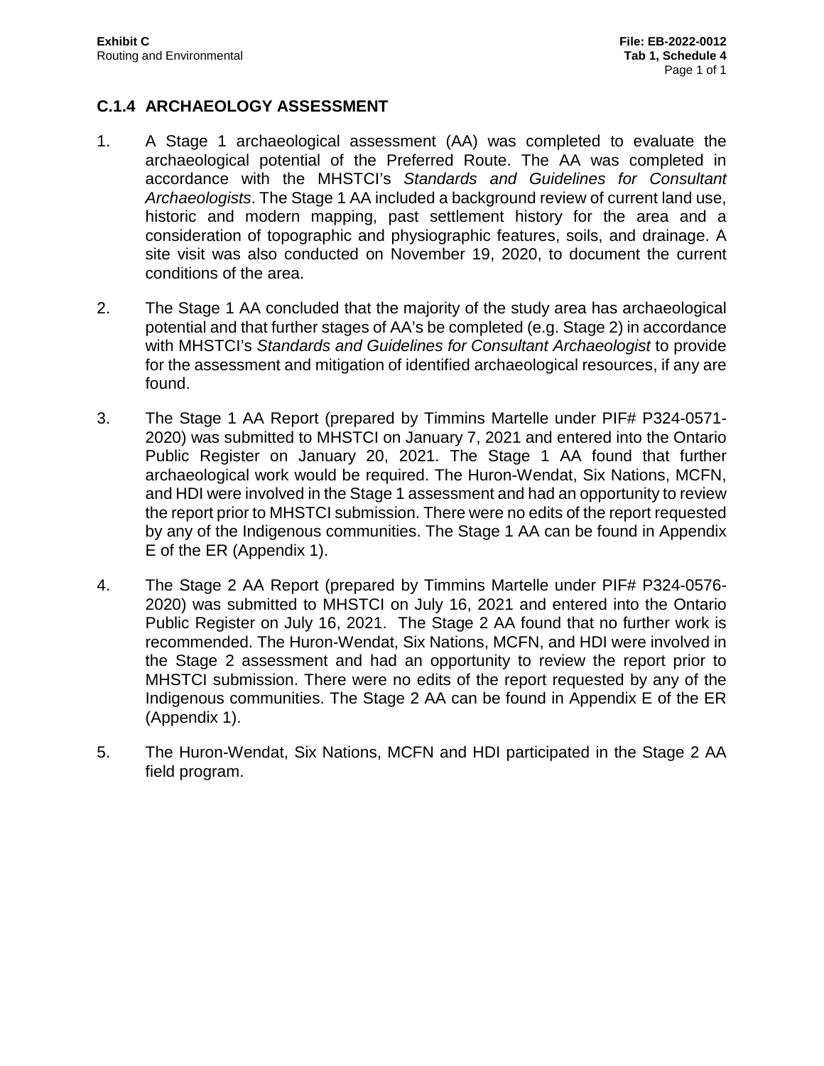## C.1.4 ARCHAEOLOGY ASSESSMENT

1. A Stage 1 archaeological assessment (AA) was completed to evaluate the archaeological potential of the Preferred Route. The AA was completed in accordance with the MHSTCI's *Standards and Guidelines for Consultant Archaeologists*. The Stage 1 AA included a background review of current land use, historic and modern mapping, past settlement history for the area and a consideration of topographic and physiographic features, soils, and drainage. A site visit was also conducted on November 19, 2020, to document the current conditions of the area.

2. The Stage 1 AA concluded that the majority of the study area has archaeological potential and that further stages of AA's be completed (e.g. Stage 2) in accordance with MHSTCI's *Standards and Guidelines for Consultant Archaeologist* to provide for the assessment and mitigation of identified archaeological resources, if any are found.

3. The Stage 1 AA Report (prepared by Timmins Martelle under PIF# P324-0571-2020) was submitted to MHSTCI on January 7, 2021 and entered into the Ontario Public Register on January 20, 2021. The Stage 1 AA found that further archaeological work would be required. The Huron-Wendat, Six Nations, MCFN, and HDI were involved in the Stage 1 assessment and had an opportunity to review the report prior to MHSTCI submission. There were no edits of the report requested by any of the Indigenous communities. The Stage 1 AA can be found in Appendix E of the ER (Appendix 1).

4. The Stage 2 AA Report (prepared by Timmins Martelle under PIF# P324-0576-2020) was submitted to MHSTCI on July 16, 2021 and entered into the Ontario Public Register on July 16, 2021. The Stage 2 AA found that no further work is recommended. The Huron-Wendat, Six Nations, MCFN, and HDI were involved in the Stage 2 assessment and had an opportunity to review the report prior to MHSTCI submission. There were no edits of the report requested by any of the Indigenous communities. The Stage 2 AA can be found in Appendix E of the ER (Appendix 1).

5. The Huron-Wendat, Six Nations, MCFN and HDI participated in the Stage 2 AA field program.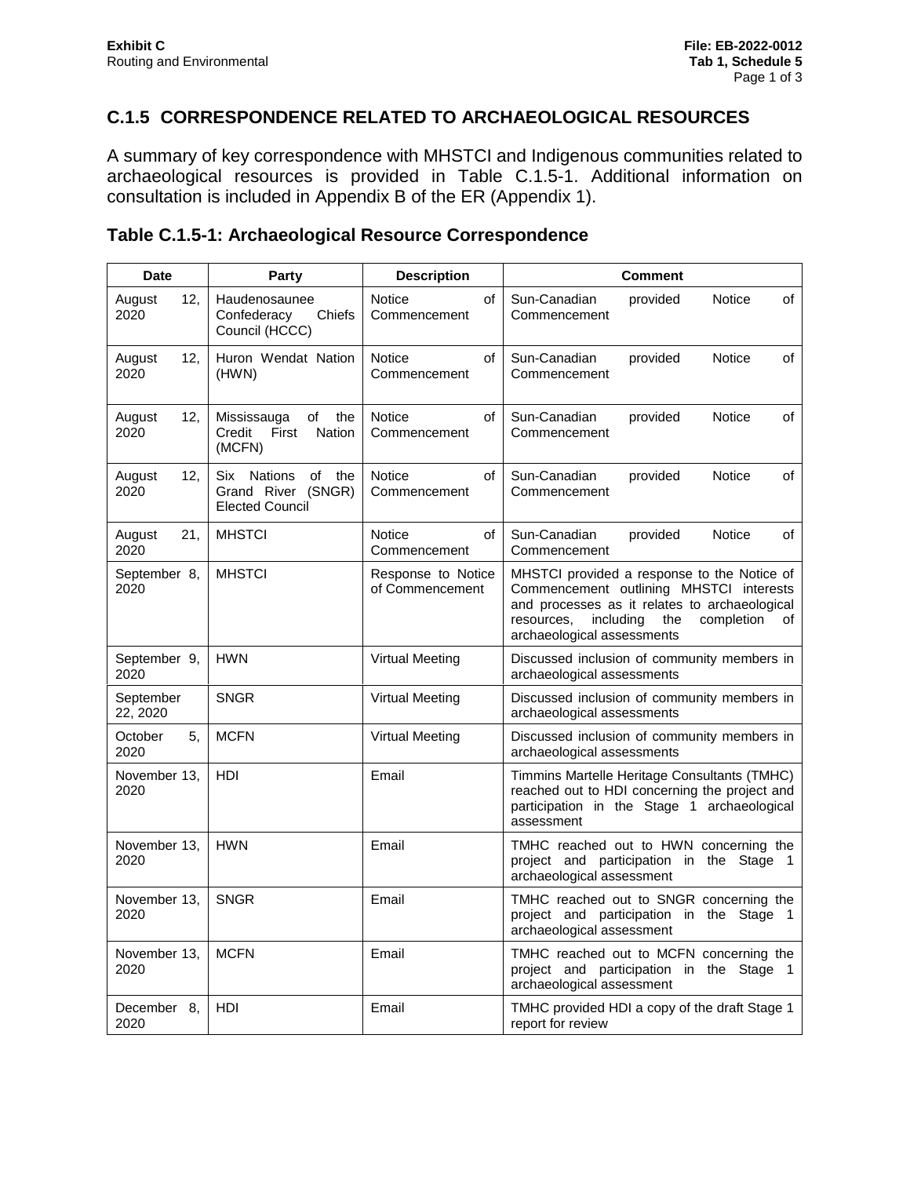## C.1.5 CORRESPONDENCE RELATED TO ARCHAEOLOGICAL RESOURCES

A summary of key correspondence with MHSTCI and Indigenous communities related to archaeological resources is provided in Table C.1.5-1. Additional information on consultation is included in Appendix B of the ER (Appendix 1).

### Table C.1.5-1: Archaeological Resource Correspondence

| Date | Party | Description | Comment |
|---|---|---|---|
| August 12, 2020 | Haudenosaunee Confederacy Chiefs Council (HCCC) | Notice of Commencement | Sun-Canadian provided Notice of Commencement |
| August 12, 2020 | Huron Wendat Nation (HWN) | Notice of Commencement | Sun-Canadian provided Notice of Commencement |
| August 12, 2020 | Mississauga of the Credit First Nation (MCFN) | Notice of Commencement | Sun-Canadian provided Notice of Commencement |
| August 12, 2020 | Six Nations of the Grand River (SNGR) Elected Council | Notice of Commencement | Sun-Canadian provided Notice of Commencement |
| August 21, 2020 | MHSTCI | Notice of Commencement | Sun-Canadian provided Notice of Commencement |
| September 8, 2020 | MHSTCI | Response to Notice of Commencement | MHSTCI provided a response to the Notice of Commencement outlining MHSTCI interests and processes as it relates to archaeological resources, including the completion of archaeological assessments |
| September 9, 2020 | HWN | Virtual Meeting | Discussed inclusion of community members in archaeological assessments |
| September 22, 2020 | SNGR | Virtual Meeting | Discussed inclusion of community members in archaeological assessments |
| October 5, 2020 | MCFN | Virtual Meeting | Discussed inclusion of community members in archaeological assessments |
| November 13, 2020 | HDI | Email | Timmins Martelle Heritage Consultants (TMHC) reached out to HDI concerning the project and participation in the Stage 1 archaeological assessment |
| November 13, 2020 | HWN | Email | TMHC reached out to HWN concerning the project and participation in the Stage 1 archaeological assessment |
| November 13, 2020 | SNGR | Email | TMHC reached out to SNGR concerning the project and participation in the Stage 1 archaeological assessment |
| November 13, 2020 | MCFN | Email | TMHC reached out to MCFN concerning the project and participation in the Stage 1 archaeological assessment |
| December 8, 2020 | HDI | Email | TMHC provided HDI a copy of the draft Stage 1 report for review |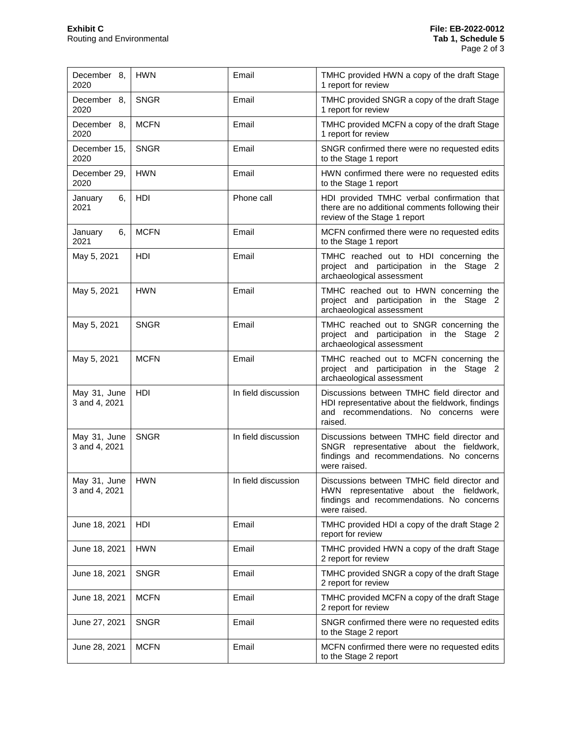| December 8, 2020 | HWN | Email | TMHC provided HWN a copy of the draft Stage 1 report for review |
|---|---|---|---|
| December 8, 2020 | SNGR | Email | TMHC provided SNGR a copy of the draft Stage 1 report for review |
| December 8, 2020 | MCFN | Email | TMHC provided MCFN a copy of the draft Stage 1 report for review |
| December 15, 2020 | SNGR | Email | SNGR confirmed there were no requested edits to the Stage 1 report |
| December 29, 2020 | HWN | Email | HWN confirmed there were no requested edits to the Stage 1 report |
| January 6, 2021 | HDI | Phone call | HDI provided TMHC verbal confirmation that there are no additional comments following their review of the Stage 1 report |
| January 6, 2021 | MCFN | Email | MCFN confirmed there were no requested edits to the Stage 1 report |
| May 5, 2021 | HDI | Email | TMHC reached out to HDI concerning the project and participation in the Stage 2 archaeological assessment |
| May 5, 2021 | HWN | Email | TMHC reached out to HWN concerning the project and participation in the Stage 2 archaeological assessment |
| May 5, 2021 | SNGR | Email | TMHC reached out to SNGR concerning the project and participation in the Stage 2 archaeological assessment |
| May 5, 2021 | MCFN | Email | TMHC reached out to MCFN concerning the project and participation in the Stage 2 archaeological assessment |
| May 31, June 3 and 4, 2021 | HDI | In field discussion | Discussions between TMHC field director and HDI representative about the fieldwork, findings and recommendations. No concerns were raised. |
| May 31, June 3 and 4, 2021 | SNGR | In field discussion | Discussions between TMHC field director and SNGR representative about the fieldwork, findings and recommendations. No concerns were raised. |
| May 31, June 3 and 4, 2021 | HWN | In field discussion | Discussions between TMHC field director and HWN representative about the fieldwork, findings and recommendations. No concerns were raised. |
| June 18, 2021 | HDI | Email | TMHC provided HDI a copy of the draft Stage 2 report for review |
| June 18, 2021 | HWN | Email | TMHC provided HWN a copy of the draft Stage 2 report for review |
| June 18, 2021 | SNGR | Email | TMHC provided SNGR a copy of the draft Stage 2 report for review |
| June 18, 2021 | MCFN | Email | TMHC provided MCFN a copy of the draft Stage 2 report for review |
| June 27, 2021 | SNGR | Email | SNGR confirmed there were no requested edits to the Stage 2 report |
| June 28, 2021 | MCFN | Email | MCFN confirmed there were no requested edits to the Stage 2 report |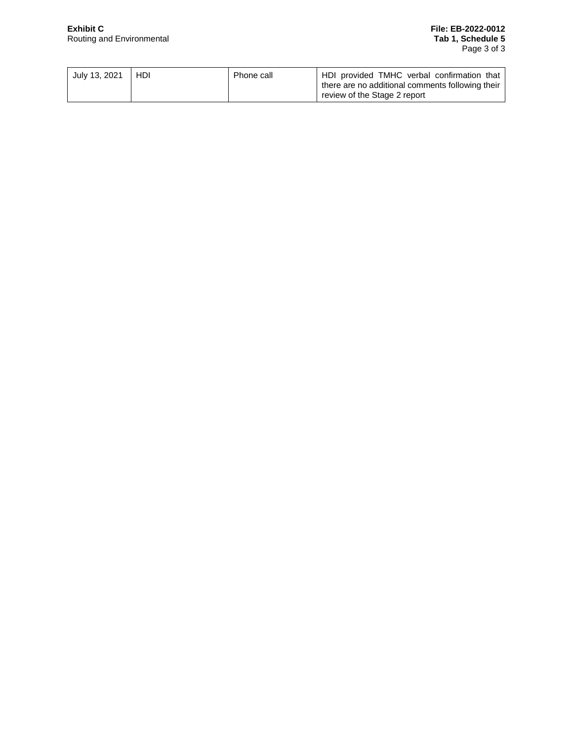| | | | |
|---|---|---|---|
| July 13, 2021 | HDI | Phone call | HDI provided TMHC verbal confirmation that there are no additional comments following their review of the Stage 2 report |